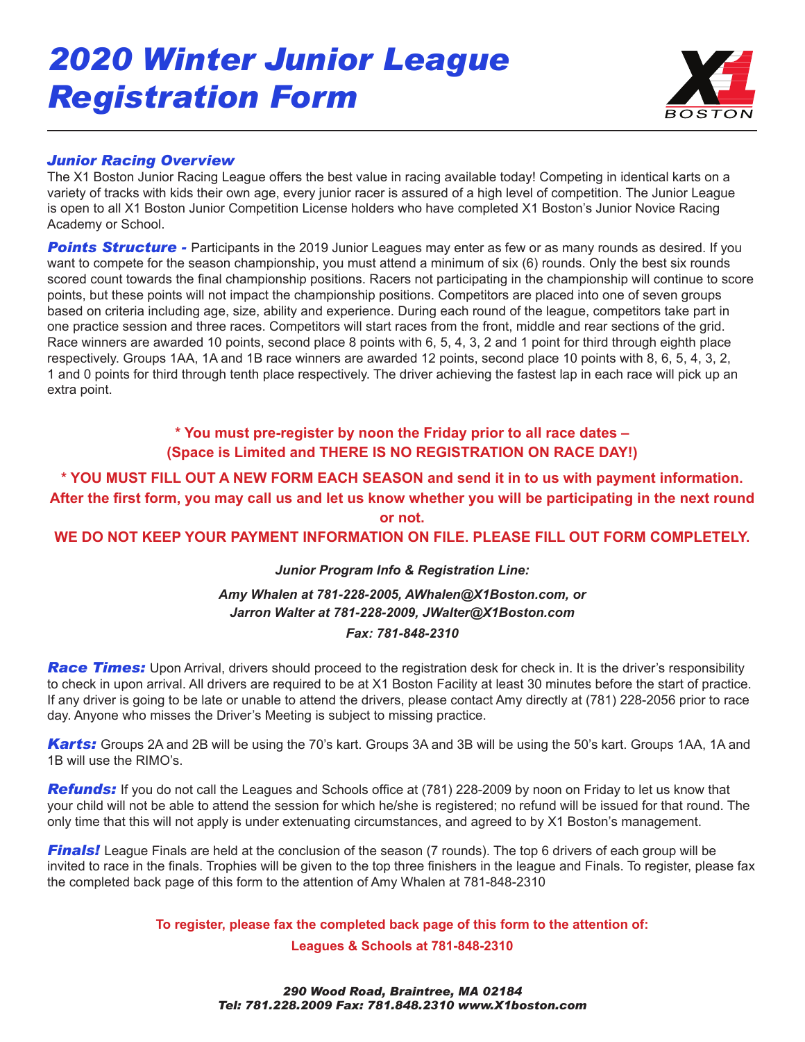# 2020 Winter Junior League Registration Form

### *Junior Racing Overview*

The X1 Boston Junior Racing League offers the best value in racing available today! Competing in identical karts on a variety of tracks with kids their own age, every junior racer is assured of a high level of competition. The Junior League is open to all X1 Boston Junior Competition License holders who have completed X1 Boston's Junior Novice Racing Academy or School.

***Points Structure -*** Participants in the 2019 Junior Leagues may enter as few or as many rounds as desired. If you want to compete for the season championship, you must attend a minimum of six (6) rounds. Only the best six rounds scored count towards the final championship positions. Racers not participating in the championship will continue to score points, but these points will not impact the championship positions. Competitors are placed into one of seven groups based on criteria including age, size, ability and experience. During each round of the league, competitors take part in one practice session and three races. Competitors will start races from the front, middle and rear sections of the grid. Race winners are awarded 10 points, second place 8 points with 6, 5, 4, 3, 2 and 1 point for third through eighth place respectively. Groups 1AA, 1A and 1B race winners are awarded 12 points, second place 10 points with 8, 6, 5, 4, 3, 2, 1 and 0 points for third through tenth place respectively. The driver achieving the fastest lap in each race will pick up an extra point.

**\* You must pre-register by noon the Friday prior to all race dates – (Space is Limited and THERE IS NO REGISTRATION ON RACE DAY!)**

**\* YOU MUST FILL OUT A NEW FORM EACH SEASON and send it in to us with payment information. After the first form, you may call us and let us know whether you will be participating in the next round or not.**

**WE DO NOT KEEP YOUR PAYMENT INFORMATION ON FILE. PLEASE FILL OUT FORM COMPLETELY.**

***Junior Program Info & Registration Line:***

***Amy Whalen at 781-228-2005, AWhalen@X1Boston.com, or***
***Jarron Walter at 781-228-2009, JWalter@X1Boston.com***

***Fax: 781-848-2310***

***Race Times:*** Upon Arrival, drivers should proceed to the registration desk for check in. It is the driver's responsibility to check in upon arrival. All drivers are required to be at X1 Boston Facility at least 30 minutes before the start of practice. If any driver is going to be late or unable to attend the drivers, please contact Amy directly at (781) 228-2056 prior to race day. Anyone who misses the Driver's Meeting is subject to missing practice.

***Karts:*** Groups 2A and 2B will be using the 70's kart. Groups 3A and 3B will be using the 50's kart. Groups 1AA, 1A and 1B will use the RIMO's.

***Refunds:*** If you do not call the Leagues and Schools office at (781) 228-2009 by noon on Friday to let us know that your child will not be able to attend the session for which he/she is registered; no refund will be issued for that round. The only time that this will not apply is under extenuating circumstances, and agreed to by X1 Boston's management.

***Finals!*** League Finals are held at the conclusion of the season (7 rounds). The top 6 drivers of each group will be invited to race in the finals. Trophies will be given to the top three finishers in the league and Finals. To register, please fax the completed back page of this form to the attention of Amy Whalen at 781-848-2310

**To register, please fax the completed back page of this form to the attention of:**
**Leagues & Schools at 781-848-2310**

***290 Wood Road, Braintree, MA 02184***
***Tel: 781.228.2009 Fax: 781.848.2310 www.X1boston.com***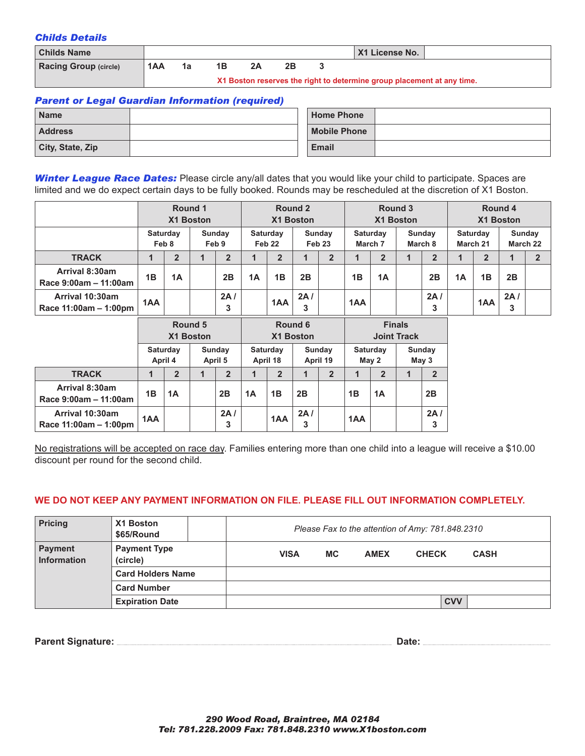### *Childs Details*

| | | | |
|---|---|---|---|
| **Childs Name** | | **X1 License No.** | |
| **Racing Group** (circle) | 1AA 1a 1B 2A 2B 3<br>X1 Boston reserves the right to determine group placement at any time. | | |

### *Parent or Legal Guardian Information (required)*

| | | | |
|---|---|---|---|
| **Name** | | **Home Phone** | |
| **Address** | | **Mobile Phone** | |
| **City, State, Zip** | | **Email** | |

***Winter League Race Dates:*** Please circle any/all dates that you would like your child to participate. Spaces are limited and we do expect certain days to be fully booked. Rounds may be rescheduled at the discretion of X1 Boston.

| | Round 1 X1 Boston | | | | Round 2 X1 Boston | | | | Round 3 X1 Boston | | | | Round 4 X1 Boston | | | |
|---|---|---|---|---|---|---|---|---|---|---|---|---|---|---|---|---|
| | Saturday Feb 8 | | Sunday Feb 9 | | Saturday Feb 22 | | Sunday Feb 23 | | Saturday March 7 | | Sunday March 8 | | Saturday March 21 | | Sunday March 22 | |
| **TRACK** | 1 | 2 | 1 | 2 | 1 | 2 | 1 | 2 | 1 | 2 | 1 | 2 | 1 | 2 | 1 | 2 |
| Arrival 8:30am Race 9:00am – 11:00am | 1B | 1A | | 2B | 1A | 1B | 2B | | 1B | 1A | | 2B | 1A | 1B | 2B | |
| Arrival 10:30am Race 11:00am – 1:00pm | 1AA | | | 2A / 3 | | 1AA | 2A / 3 | | 1AA | | | 2A / 3 | | 1AA | 2A / 3 | |

| | Round 5 X1 Boston | | | | Round 6 X1 Boston | | | | Finals Joint Track | | | |
|---|---|---|---|---|---|---|---|---|---|---|---|---|
| | Saturday April 4 | | Sunday April 5 | | Saturday April 18 | | Sunday April 19 | | Saturday May 2 | | Sunday May 3 | |
| **TRACK** | 1 | 2 | 1 | 2 | 1 | 2 | 1 | 2 | 1 | 2 | 1 | 2 |
| Arrival 8:30am Race 9:00am – 11:00am | 1B | 1A | | 2B | 1A | 1B | 2B | | 1B | 1A | | 2B |
| Arrival 10:30am Race 11:00am – 1:00pm | 1AA | | | 2A / 3 | | 1AA | 2A / 3 | | 1AA | | | 2A / 3 |

No registrations will be accepted on race day. Families entering more than one child into a league will receive a $10.00 discount per round for the second child.

**WE DO NOT KEEP ANY PAYMENT INFORMATION ON FILE. PLEASE FILL OUT INFORMATION COMPLETELY.**

| | | | | |
|---|---|---|---|---|
| **Pricing** | **X1 Boston $65/Round** | | *Please Fax to the attention of Amy: 781.848.2310* | |
| **Payment Information** | **Payment Type** (circle) | | VISA MC AMEX CHECK CASH | |
| | **Card Holders Name** | | | |
| | **Card Number** | | | |
| | **Expiration Date** | | **CVV** | |

**Parent Signature:** .................................................... **Date:** ....................

***290 Wood Road, Braintree, MA 02184***
***Tel: 781.228.2009 Fax: 781.848.2310 www.X1boston.com***